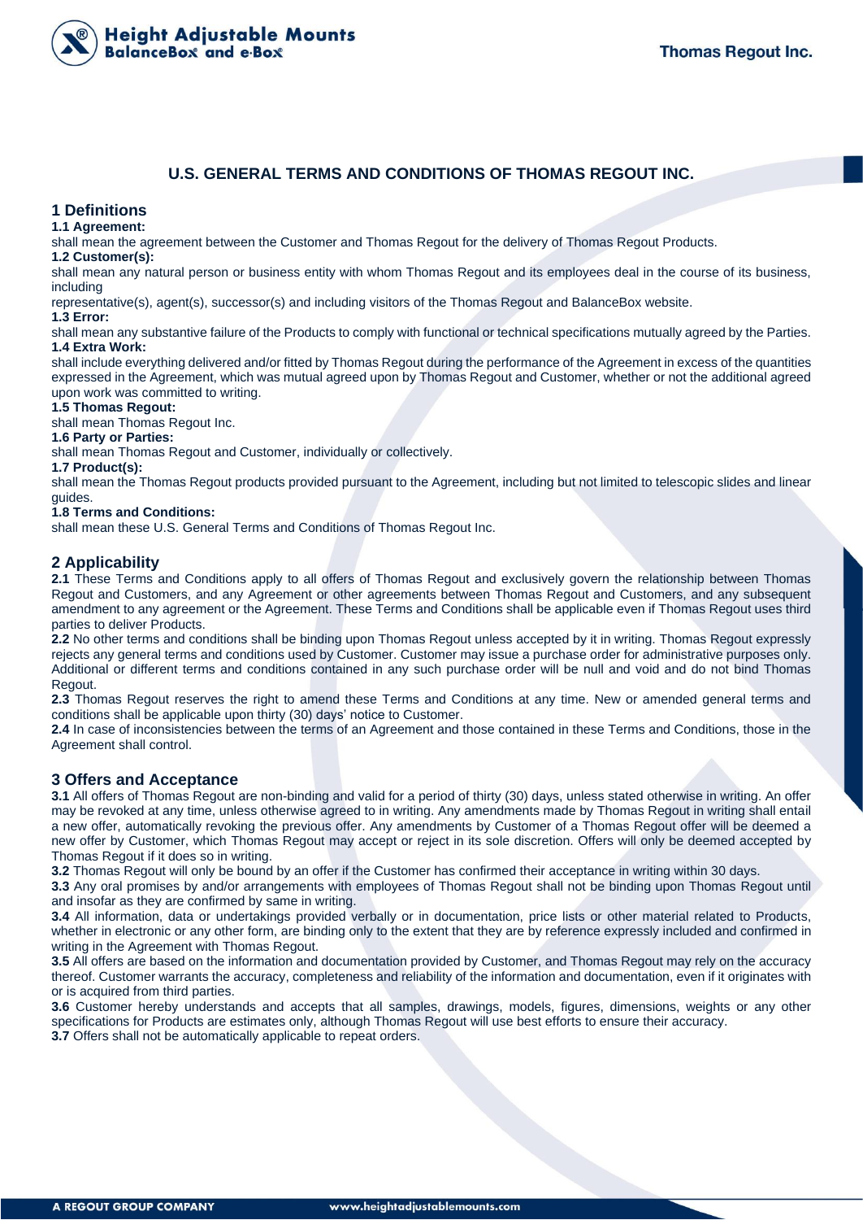# U.S. GENERAL TERMS AND CONDITIONS OF THOMAS REGOUT INC.

## 1 Definitions

**1.1 Agreement:**
shall mean the agreement between the Customer and Thomas Regout for the delivery of Thomas Regout Products.

**1.2 Customer(s):**
shall mean any natural person or business entity with whom Thomas Regout and its employees deal in the course of its business, including
representative(s), agent(s), successor(s) and including visitors of the Thomas Regout and BalanceBox website.

**1.3 Error:**
shall mean any substantive failure of the Products to comply with functional or technical specifications mutually agreed by the Parties.

**1.4 Extra Work:**
shall include everything delivered and/or fitted by Thomas Regout during the performance of the Agreement in excess of the quantities expressed in the Agreement, which was mutual agreed upon by Thomas Regout and Customer, whether or not the additional agreed upon work was committed to writing.

**1.5 Thomas Regout:**
shall mean Thomas Regout Inc.

**1.6 Party or Parties:**
shall mean Thomas Regout and Customer, individually or collectively.

**1.7 Product(s):**
shall mean the Thomas Regout products provided pursuant to the Agreement, including but not limited to telescopic slides and linear guides.

**1.8 Terms and Conditions:**
shall mean these U.S. General Terms and Conditions of Thomas Regout Inc.

## 2 Applicability

**2.1** These Terms and Conditions apply to all offers of Thomas Regout and exclusively govern the relationship between Thomas Regout and Customers, and any Agreement or other agreements between Thomas Regout and Customers, and any subsequent amendment to any agreement or the Agreement. These Terms and Conditions shall be applicable even if Thomas Regout uses third parties to deliver Products.

**2.2** No other terms and conditions shall be binding upon Thomas Regout unless accepted by it in writing. Thomas Regout expressly rejects any general terms and conditions used by Customer. Customer may issue a purchase order for administrative purposes only. Additional or different terms and conditions contained in any such purchase order will be null and void and do not bind Thomas Regout.

**2.3** Thomas Regout reserves the right to amend these Terms and Conditions at any time. New or amended general terms and conditions shall be applicable upon thirty (30) days' notice to Customer.

**2.4** In case of inconsistencies between the terms of an Agreement and those contained in these Terms and Conditions, those in the Agreement shall control.

## 3 Offers and Acceptance

**3.1** All offers of Thomas Regout are non-binding and valid for a period of thirty (30) days, unless stated otherwise in writing. An offer may be revoked at any time, unless otherwise agreed to in writing. Any amendments made by Thomas Regout in writing shall entail a new offer, automatically revoking the previous offer. Any amendments by Customer of a Thomas Regout offer will be deemed a new offer by Customer, which Thomas Regout may accept or reject in its sole discretion. Offers will only be deemed accepted by Thomas Regout if it does so in writing.

**3.2** Thomas Regout will only be bound by an offer if the Customer has confirmed their acceptance in writing within 30 days.

**3.3** Any oral promises by and/or arrangements with employees of Thomas Regout shall not be binding upon Thomas Regout until and insofar as they are confirmed by same in writing.

**3.4** All information, data or undertakings provided verbally or in documentation, price lists or other material related to Products, whether in electronic or any other form, are binding only to the extent that they are by reference expressly included and confirmed in writing in the Agreement with Thomas Regout.

**3.5** All offers are based on the information and documentation provided by Customer, and Thomas Regout may rely on the accuracy thereof. Customer warrants the accuracy, completeness and reliability of the information and documentation, even if it originates with or is acquired from third parties.

**3.6** Customer hereby understands and accepts that all samples, drawings, models, figures, dimensions, weights or any other specifications for Products are estimates only, although Thomas Regout will use best efforts to ensure their accuracy.

**3.7** Offers shall not be automatically applicable to repeat orders.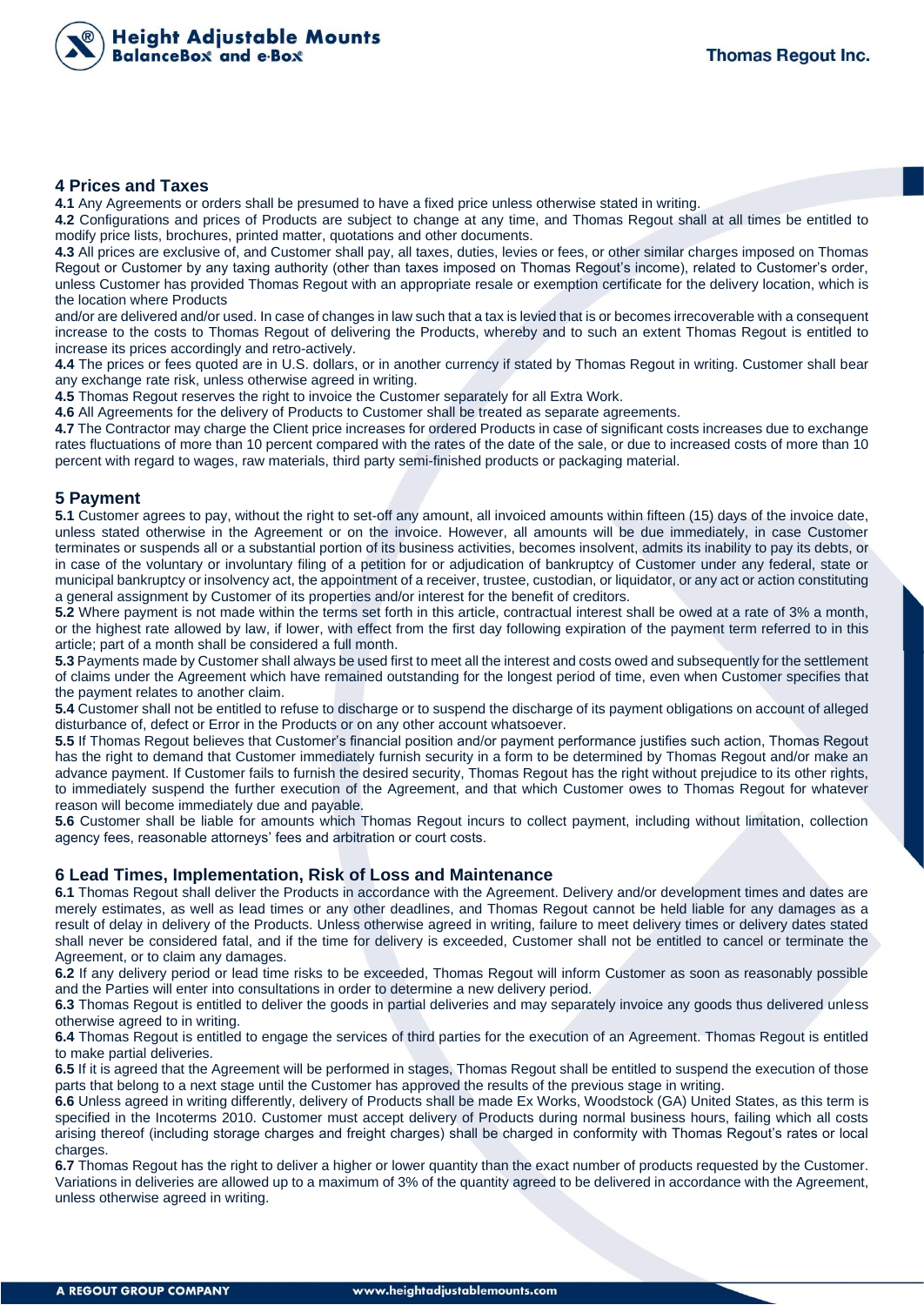## 4 Prices and Taxes

**4.1** Any Agreements or orders shall be presumed to have a fixed price unless otherwise stated in writing.

**4.2** Configurations and prices of Products are subject to change at any time, and Thomas Regout shall at all times be entitled to modify price lists, brochures, printed matter, quotations and other documents.

**4.3** All prices are exclusive of, and Customer shall pay, all taxes, duties, levies or fees, or other similar charges imposed on Thomas Regout or Customer by any taxing authority (other than taxes imposed on Thomas Regout's income), related to Customer's order, unless Customer has provided Thomas Regout with an appropriate resale or exemption certificate for the delivery location, which is the location where Products and/or are delivered and/or used. In case of changes in law such that a tax is levied that is or becomes irrecoverable with a consequent increase to the costs to Thomas Regout of delivering the Products, whereby and to such an extent Thomas Regout is entitled to increase its prices accordingly and retro-actively.

**4.4** The prices or fees quoted are in U.S. dollars, or in another currency if stated by Thomas Regout in writing. Customer shall bear any exchange rate risk, unless otherwise agreed in writing.

**4.5** Thomas Regout reserves the right to invoice the Customer separately for all Extra Work.

**4.6** All Agreements for the delivery of Products to Customer shall be treated as separate agreements.

**4.7** The Contractor may charge the Client price increases for ordered Products in case of significant costs increases due to exchange rates fluctuations of more than 10 percent compared with the rates of the date of the sale, or due to increased costs of more than 10 percent with regard to wages, raw materials, third party semi-finished products or packaging material.

## 5 Payment

**5.1** Customer agrees to pay, without the right to set-off any amount, all invoiced amounts within fifteen (15) days of the invoice date, unless stated otherwise in the Agreement or on the invoice. However, all amounts will be due immediately, in case Customer terminates or suspends all or a substantial portion of its business activities, becomes insolvent, admits its inability to pay its debts, or in case of the voluntary or involuntary filing of a petition for or adjudication of bankruptcy of Customer under any federal, state or municipal bankruptcy or insolvency act, the appointment of a receiver, trustee, custodian, or liquidator, or any act or action constituting a general assignment by Customer of its properties and/or interest for the benefit of creditors.

**5.2** Where payment is not made within the terms set forth in this article, contractual interest shall be owed at a rate of 3% a month, or the highest rate allowed by law, if lower, with effect from the first day following expiration of the payment term referred to in this article; part of a month shall be considered a full month.

**5.3** Payments made by Customer shall always be used first to meet all the interest and costs owed and subsequently for the settlement of claims under the Agreement which have remained outstanding for the longest period of time, even when Customer specifies that the payment relates to another claim.

**5.4** Customer shall not be entitled to refuse to discharge or to suspend the discharge of its payment obligations on account of alleged disturbance of, defect or Error in the Products or on any other account whatsoever.

**5.5** If Thomas Regout believes that Customer's financial position and/or payment performance justifies such action, Thomas Regout has the right to demand that Customer immediately furnish security in a form to be determined by Thomas Regout and/or make an advance payment. If Customer fails to furnish the desired security, Thomas Regout has the right without prejudice to its other rights, to immediately suspend the further execution of the Agreement, and that which Customer owes to Thomas Regout for whatever reason will become immediately due and payable.

**5.6** Customer shall be liable for amounts which Thomas Regout incurs to collect payment, including without limitation, collection agency fees, reasonable attorneys' fees and arbitration or court costs.

## 6 Lead Times, Implementation, Risk of Loss and Maintenance

**6.1** Thomas Regout shall deliver the Products in accordance with the Agreement. Delivery and/or development times and dates are merely estimates, as well as lead times or any other deadlines, and Thomas Regout cannot be held liable for any damages as a result of delay in delivery of the Products. Unless otherwise agreed in writing, failure to meet delivery times or delivery dates stated shall never be considered fatal, and if the time for delivery is exceeded, Customer shall not be entitled to cancel or terminate the Agreement, or to claim any damages.

**6.2** If any delivery period or lead time risks to be exceeded, Thomas Regout will inform Customer as soon as reasonably possible and the Parties will enter into consultations in order to determine a new delivery period.

**6.3** Thomas Regout is entitled to deliver the goods in partial deliveries and may separately invoice any goods thus delivered unless otherwise agreed to in writing.

**6.4** Thomas Regout is entitled to engage the services of third parties for the execution of an Agreement. Thomas Regout is entitled to make partial deliveries.

**6.5** If it is agreed that the Agreement will be performed in stages, Thomas Regout shall be entitled to suspend the execution of those parts that belong to a next stage until the Customer has approved the results of the previous stage in writing.

**6.6** Unless agreed in writing differently, delivery of Products shall be made Ex Works, Woodstock (GA) United States, as this term is specified in the Incoterms 2010. Customer must accept delivery of Products during normal business hours, failing which all costs arising thereof (including storage charges and freight charges) shall be charged in conformity with Thomas Regout's rates or local charges.

**6.7** Thomas Regout has the right to deliver a higher or lower quantity than the exact number of products requested by the Customer. Variations in deliveries are allowed up to a maximum of 3% of the quantity agreed to be delivered in accordance with the Agreement, unless otherwise agreed in writing.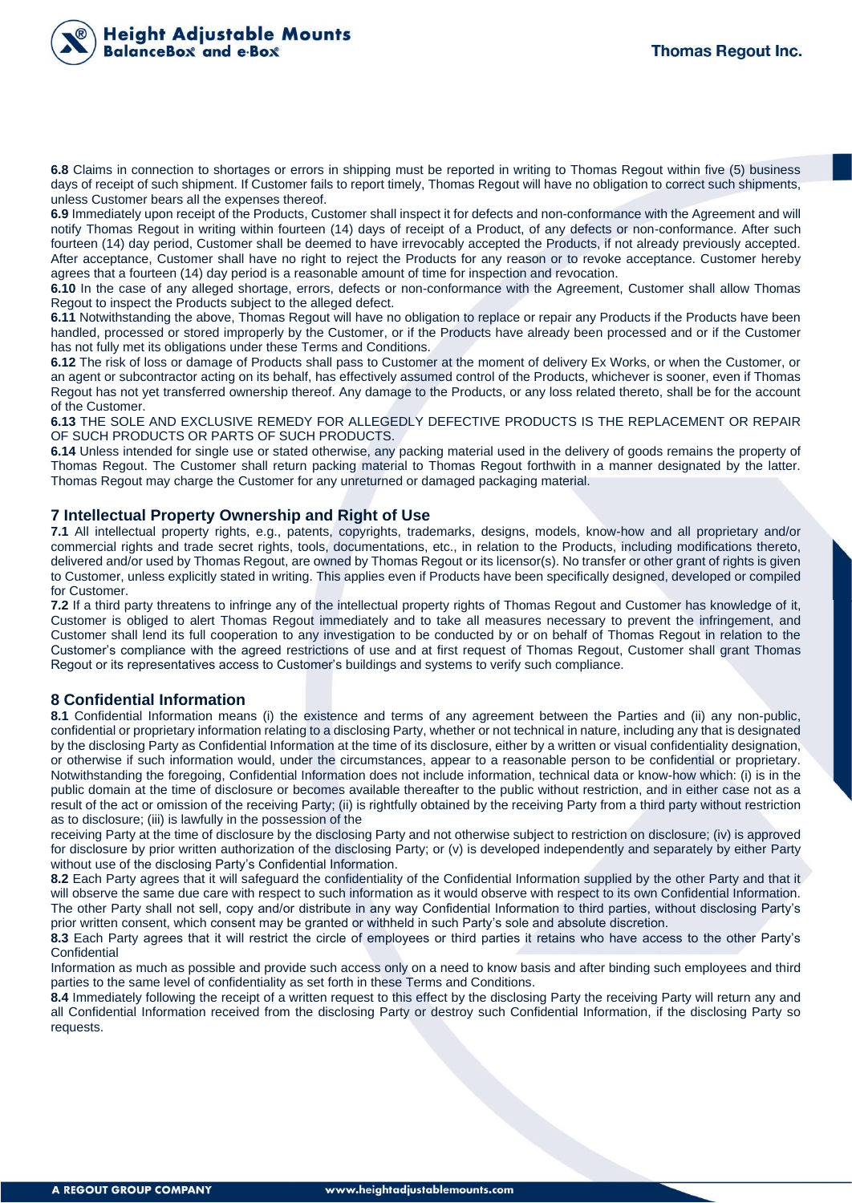**6.8** Claims in connection to shortages or errors in shipping must be reported in writing to Thomas Regout within five (5) business days of receipt of such shipments. If Customer fails to report timely, Thomas Regout will have no obligation to correct such shipments, unless Customer bears all the expenses thereof.

**6.9** Immediately upon receipt of the Products, Customer shall inspect it for defects and non-conformance with the Agreement and will notify Thomas Regout in writing within fourteen (14) days of receipt of a Product, of any defects or non-conformance. After such fourteen (14) day period, Customer shall be deemed to have irrevocably accepted the Products, if not already previously accepted. After acceptance, Customer shall have no right to reject the Products for any reason or to revoke acceptance. Customer hereby agrees that a fourteen (14) day period is a reasonable amount of time for inspection and revocation.

**6.10** In the case of any alleged shortage, errors, defects or non-conformance with the Agreement, Customer shall allow Thomas Regout to inspect the Products subject to the alleged defect.

**6.11** Notwithstanding the above, Thomas Regout will have no obligation to replace or repair any Products if the Products have been handled, processed or stored improperly by the Customer, or if the Products have already been processed and or if the Customer has not fully met its obligations under these Terms and Conditions.

**6.12** The risk of loss or damage of Products shall pass to Customer at the moment of delivery Ex Works, or when the Customer, or an agent or subcontractor acting on its behalf, has effectively assumed control of the Products, whichever is sooner, even if Thomas Regout has not yet transferred ownership thereof. Any damage to the Products, or any loss related thereto, shall be for the account of the Customer.

**6.13** THE SOLE AND EXCLUSIVE REMEDY FOR ALLEGEDLY DEFECTIVE PRODUCTS IS THE REPLACEMENT OR REPAIR OF SUCH PRODUCTS OR PARTS OF SUCH PRODUCTS.

**6.14** Unless intended for single use or stated otherwise, any packing material used in the delivery of goods remains the property of Thomas Regout. The Customer shall return packing material to Thomas Regout forthwith in a manner designated by the latter. Thomas Regout may charge the Customer for any unreturned or damaged packaging material.

## 7 Intellectual Property Ownership and Right of Use

**7.1** All intellectual property rights, e.g., patents, copyrights, trademarks, designs, models, know-how and all proprietary and/or commercial rights and trade secret rights, tools, documentations, etc., in relation to the Products, including modifications thereto, delivered and/or used by Thomas Regout, are owned by Thomas Regout or its licensor(s). No transfer or other grant of rights is given to Customer, unless explicitly stated in writing. This applies even if Products have been specifically designed, developed or compiled for Customer.

**7.2** If a third party threatens to infringe any of the intellectual property rights of Thomas Regout and Customer has knowledge of it, Customer is obliged to alert Thomas Regout immediately and to take all measures necessary to prevent the infringement, and Customer shall lend its full cooperation to any investigation to be conducted by or on behalf of Thomas Regout in relation to the Customer's compliance with the agreed restrictions of use and at first request of Thomas Regout, Customer shall grant Thomas Regout or its representatives access to Customer's buildings and systems to verify such compliance.

## 8 Confidential Information

**8.1** Confidential Information means (i) the existence and terms of any agreement between the Parties and (ii) any non-public, confidential or proprietary information relating to a disclosing Party, whether or not technical in nature, including any that is designated by the disclosing Party as Confidential Information at the time of its disclosure, either by a written or visual confidentiality designation, or otherwise if such information would, under the circumstances, appear to a reasonable person to be confidential or proprietary. Notwithstanding the foregoing, Confidential Information does not include information, technical data or know-how which: (i) is in the public domain at the time of disclosure or becomes available thereafter to the public without restriction, and in either case not as a result of the act or omission of the receiving Party; (ii) is rightfully obtained by the receiving Party from a third party without restriction as to disclosure; (iii) is lawfully in the possession of the receiving Party at the time of disclosure by the disclosing Party and not otherwise subject to restriction on disclosure; (iv) is approved for disclosure by prior written authorization of the disclosing Party; or (v) is developed independently and separately by either Party without use of the disclosing Party's Confidential Information.

**8.2** Each Party agrees that it will safeguard the confidentiality of the Confidential Information supplied by the other Party and that it will observe the same due care with respect to such information as it would observe with respect to its own Confidential Information. The other Party shall not sell, copy and/or distribute in any way Confidential Information to third parties, without disclosing Party's prior written consent, which consent may be granted or withheld in such Party's sole and absolute discretion.

**8.3** Each Party agrees that it will restrict the circle of employees or third parties it retains who have access to the other Party's Confidential Information as much as possible and provide such access only on a need to know basis and after binding such employees and third parties to the same level of confidentiality as set forth in these Terms and Conditions.

**8.4** Immediately following the receipt of a written request to this effect by the disclosing Party the receiving Party will return any and all Confidential Information received from the disclosing Party or destroy such Confidential Information, if the disclosing Party so requests.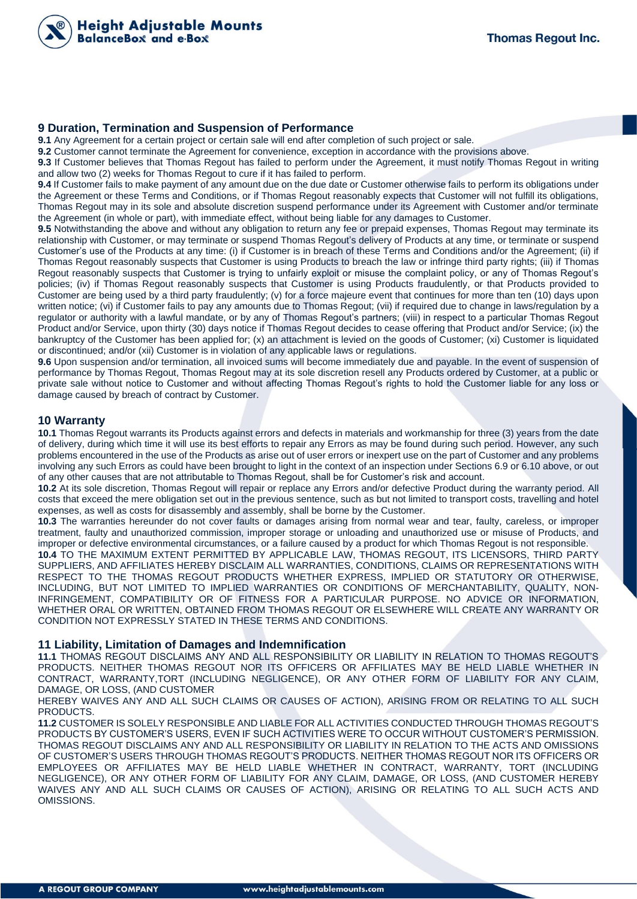## 9 Duration, Termination and Suspension of Performance

**9.1** Any Agreement for a certain project or certain sale will end after completion of such project or sale.

**9.2** Customer cannot terminate the Agreement for convenience, exception in accordance with the provisions above.

**9.3** If Customer believes that Thomas Regout has failed to perform under the Agreement, it must notify Thomas Regout in writing and allow two (2) weeks for Thomas Regout to cure if it has failed to perform.

**9.4** If Customer fails to make payment of any amount due on the due date or Customer otherwise fails to perform its obligations under the Agreement or these Terms and Conditions, or if Thomas Regout reasonably expects that Customer will not fulfill its obligations, Thomas Regout may in its sole and absolute discretion suspend performance under its Agreement with Customer and/or terminate the Agreement (in whole or part), with immediate effect, without being liable for any damages to Customer.

**9.5** Notwithstanding the above and without any obligation to return any fee or prepaid expenses, Thomas Regout may terminate its relationship with Customer, or may terminate or suspend Thomas Regout's delivery of Products at any time, or terminate or suspend Customer's use of the Products at any time: (i) if Customer is in breach of these Terms and Conditions and/or the Agreement; (ii) if Thomas Regout reasonably suspects that Customer is using Products to breach the law or infringe third party rights; (iii) if Thomas Regout reasonably suspects that Customer is trying to unfairly exploit or misuse the complaint policy, or any of Thomas Regout's policies; (iv) if Thomas Regout reasonably suspects that Customer is using Products fraudulently, or that Products provided to Customer are being used by a third party fraudulently; (v) for a force majeure event that continues for more than ten (10) days upon written notice; (vi) if Customer fails to pay any amounts due to Thomas Regout; (vii) if required due to change in laws/regulation by a regulator or authority with a lawful mandate, or by any of Thomas Regout's partners; (viii) in respect to a particular Thomas Regout Product and/or Service, upon thirty (30) days notice if Thomas Regout decides to cease offering that Product and/or Service; (ix) the bankruptcy of the Customer has been applied for; (x) an attachment is levied on the goods of Customer; (xi) Customer is liquidated or discontinued; and/or (xii) Customer is in violation of any applicable laws or regulations.

**9.6** Upon suspension and/or termination, all invoiced sums will become immediately due and payable. In the event of suspension of performance by Thomas Regout, Thomas Regout may at its sole discretion resell any Products ordered by Customer, at a public or private sale without notice to Customer and without affecting Thomas Regout's rights to hold the Customer liable for any loss or damage caused by breach of contract by Customer.

## 10 Warranty

**10.1** Thomas Regout warrants its Products against errors and defects in materials and workmanship for three (3) years from the date of delivery, during which time it will use its best efforts to repair any Errors as may be found during such period. However, any such problems encountered in the use of the Products as arise out of user errors or inexpert use on the part of Customer and any problems involving any such Errors as could have been brought to light in the context of an inspection under Sections 6.9 or 6.10 above, or out of any other causes that are not attributable to Thomas Regout, shall be for Customer's risk and account.

**10.2** At its sole discretion, Thomas Regout will repair or replace any Errors and/or defective Product during the warranty period. All costs that exceed the mere obligation set out in the previous sentence, such as but not limited to transport costs, travelling and hotel expenses, as well as costs for disassembly and assembly, shall be borne by the Customer.

**10.3** The warranties hereunder do not cover faults or damages arising from normal wear and tear, faulty, careless, or improper treatment, faulty and unauthorized commission, improper storage or unloading and unauthorized use or misuse of Products, and improper or defective environmental circumstances, or a failure caused by a product for which Thomas Regout is not responsible.

**10.4** TO THE MAXIMUM EXTENT PERMITTED BY APPLICABLE LAW, THOMAS REGOUT, ITS LICENSORS, THIRD PARTY SUPPLIERS, AND AFFILIATES HEREBY DISCLAIM ALL WARRANTIES, CONDITIONS, CLAIMS OR REPRESENTATIONS WITH RESPECT TO THE THOMAS REGOUT PRODUCTS WHETHER EXPRESS, IMPLIED OR STATUTORY OR OTHERWISE, INCLUDING, BUT NOT LIMITED TO IMPLIED WARRANTIES OR CONDITIONS OF MERCHANTABILITY, QUALITY, NON-INFRINGEMENT, COMPATIBILITY OR OF FITNESS FOR A PARTICULAR PURPOSE. NO ADVICE OR INFORMATION, WHETHER ORAL OR WRITTEN, OBTAINED FROM THOMAS REGOUT OR ELSEWHERE WILL CREATE ANY WARRANTY OR CONDITION NOT EXPRESSLY STATED IN THESE TERMS AND CONDITIONS.

## 11 Liability, Limitation of Damages and Indemnification

**11.1** THOMAS REGOUT DISCLAIMS ANY AND ALL RESPONSIBILITY OR LIABILITY IN RELATION TO THOMAS REGOUT'S PRODUCTS. NEITHER THOMAS REGOUT NOR ITS OFFICERS OR AFFILIATES MAY BE HELD LIABLE WHETHER IN CONTRACT, WARRANTY,TORT (INCLUDING NEGLIGENCE), OR ANY OTHER FORM OF LIABILITY FOR ANY CLAIM, DAMAGE, OR LOSS, (AND CUSTOMER
HEREBY WAIVES ANY AND ALL SUCH CLAIMS OR CAUSES OF ACTION), ARISING FROM OR RELATING TO ALL SUCH PRODUCTS.

**11.2** CUSTOMER IS SOLELY RESPONSIBLE AND LIABLE FOR ALL ACTIVITIES CONDUCTED THROUGH THOMAS REGOUT'S PRODUCTS BY CUSTOMER'S USERS, EVEN IF SUCH ACTIVITIES WERE TO OCCUR WITHOUT CUSTOMER'S PERMISSION. THOMAS REGOUT DISCLAIMS ANY AND ALL RESPONSIBILITY OR LIABILITY IN RELATION TO THE ACTS AND OMISSIONS OF CUSTOMER'S USERS THROUGH THOMAS REGOUT'S PRODUCTS. NEITHER THOMAS REGOUT NOR ITS OFFICERS OR EMPLOYEES OR AFFILIATES MAY BE HELD LIABLE WHETHER IN CONTRACT, WARRANTY, TORT (INCLUDING NEGLIGENCE), OR ANY OTHER FORM OF LIABILITY FOR ANY CLAIM, DAMAGE, OR LOSS, (AND CUSTOMER HEREBY WAIVES ANY AND ALL SUCH CLAIMS OR CAUSES OF ACTION), ARISING OR RELATING TO ALL SUCH ACTS AND OMISSIONS.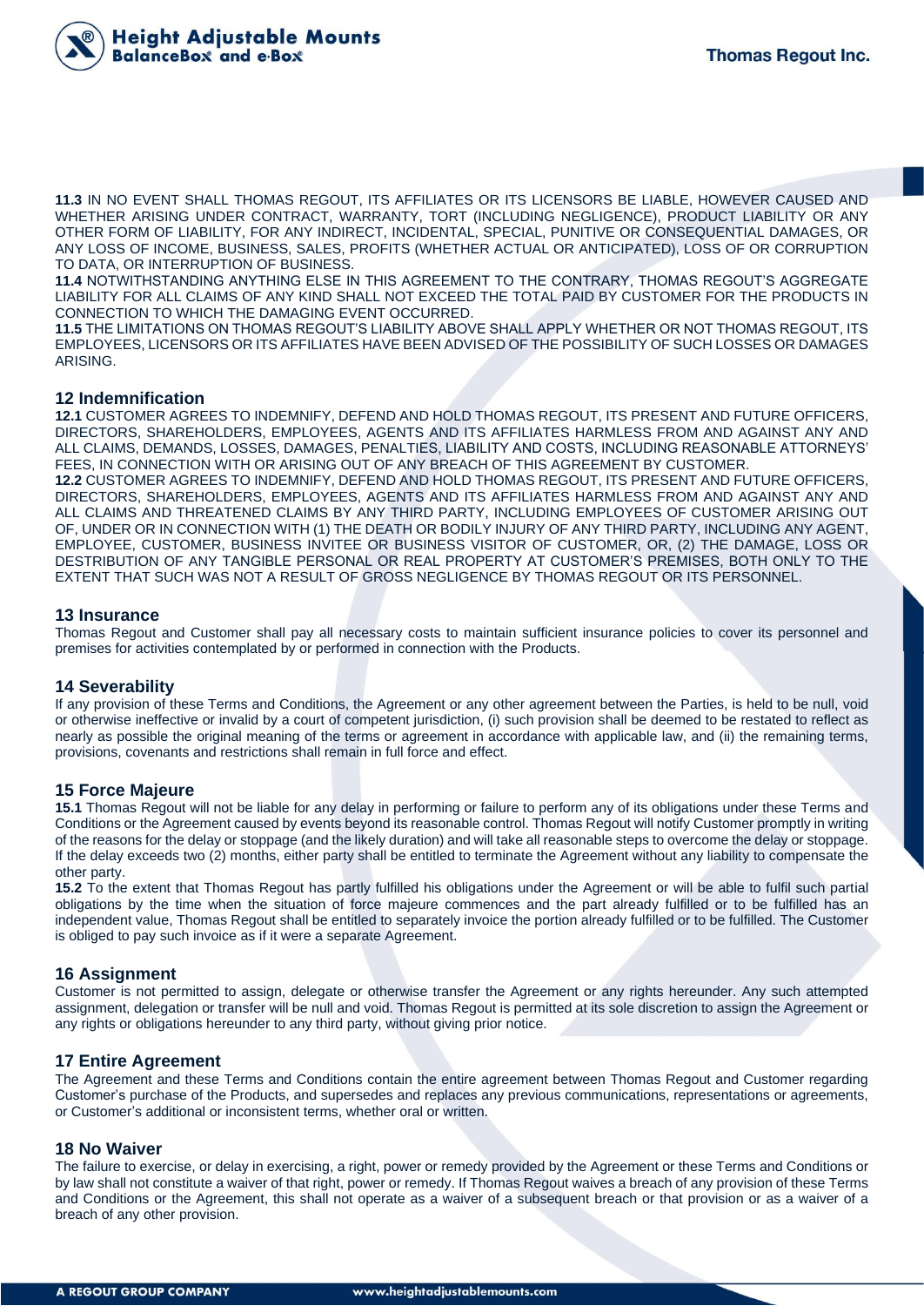**11.3** IN NO EVENT SHALL THOMAS REGOUT, ITS AFFILIATES OR ITS LICENSORS BE LIABLE, HOWEVER CAUSED AND WHETHER ARISING UNDER CONTRACT, WARRANTY, TORT (INCLUDING NEGLIGENCE), PRODUCT LIABILITY OR ANY OTHER FORM OF LIABILITY, FOR ANY INDIRECT, INCIDENTAL, SPECIAL, PUNITIVE OR CONSEQUENTIAL DAMAGES, OR ANY LOSS OF INCOME, BUSINESS, SALES, PROFITS (WHETHER ACTUAL OR ANTICIPATED), LOSS OF OR CORRUPTION TO DATA, OR INTERRUPTION OF BUSINESS.

**11.4** NOTWITHSTANDING ANYTHING ELSE IN THIS AGREEMENT TO THE CONTRARY, THOMAS REGOUT'S AGGREGATE LIABILITY FOR ALL CLAIMS OF ANY KIND SHALL NOT EXCEED THE TOTAL PAID BY CUSTOMER FOR THE PRODUCTS IN CONNECTION TO WHICH THE DAMAGING EVENT OCCURRED.

**11.5** THE LIMITATIONS ON THOMAS REGOUT'S LIABILITY ABOVE SHALL APPLY WHETHER OR NOT THOMAS REGOUT, ITS EMPLOYEES, LICENSORS OR ITS AFFILIATES HAVE BEEN ADVISED OF THE POSSIBILITY OF SUCH LOSSES OR DAMAGES ARISING.

## 12 Indemnification

**12.1** CUSTOMER AGREES TO INDEMNIFY, DEFEND AND HOLD THOMAS REGOUT, ITS PRESENT AND FUTURE OFFICERS, DIRECTORS, SHAREHOLDERS, EMPLOYEES, AGENTS AND ITS AFFILIATES HARMLESS FROM AND AGAINST ANY AND ALL CLAIMS, DEMANDS, LOSSES, DAMAGES, PENALTIES, LIABILITY AND COSTS, INCLUDING REASONABLE ATTORNEYS' FEES, IN CONNECTION WITH OR ARISING OUT OF ANY BREACH OF THIS AGREEMENT BY CUSTOMER.

**12.2** CUSTOMER AGREES TO INDEMNIFY, DEFEND AND HOLD THOMAS REGOUT, ITS PRESENT AND FUTURE OFFICERS, DIRECTORS, SHAREHOLDERS, EMPLOYEES, AGENTS AND ITS AFFILIATES HARMLESS FROM AND AGAINST ANY AND ALL CLAIMS AND THREATENED CLAIMS BY ANY THIRD PARTY, INCLUDING EMPLOYEES OF CUSTOMER ARISING OUT OF, UNDER OR IN CONNECTION WITH (1) THE DEATH OR BODILY INJURY OF ANY THIRD PARTY, INCLUDING ANY AGENT, EMPLOYEE, CUSTOMER, BUSINESS INVITEE OR BUSINESS VISITOR OF CUSTOMER, OR, (2) THE DAMAGE, LOSS OR DESTRIBUTION OF ANY TANGIBLE PERSONAL OR REAL PROPERTY AT CUSTOMER'S PREMISES, BOTH ONLY TO THE EXTENT THAT SUCH WAS NOT A RESULT OF GROSS NEGLIGENCE BY THOMAS REGOUT OR ITS PERSONNEL.

## 13 Insurance

Thomas Regout and Customer shall pay all necessary costs to maintain sufficient insurance policies to cover its personnel and premises for activities contemplated by or performed in connection with the Products.

## 14 Severability

If any provision of these Terms and Conditions, the Agreement or any other agreement between the Parties, is held to be null, void or otherwise ineffective or invalid by a court of competent jurisdiction, (i) such provision shall be deemed to be restated to reflect as nearly as possible the original meaning of the terms or agreement in accordance with applicable law, and (ii) the remaining terms, provisions, covenants and restrictions shall remain in full force and effect.

## 15 Force Majeure

**15.1** Thomas Regout will not be liable for any delay in performing or failure to perform any of its obligations under these Terms and Conditions or the Agreement caused by events beyond its reasonable control. Thomas Regout will notify Customer promptly in writing of the reasons for the delay or stoppage (and the likely duration) and will take all reasonable steps to overcome the delay or stoppage. If the delay exceeds two (2) months, either party shall be entitled to terminate the Agreement without any liability to compensate the other party.

**15.2** To the extent that Thomas Regout has partly fulfilled his obligations under the Agreement or will be able to fulfil such partial obligations by the time when the situation of force majeure commences and the part already fulfilled or to be fulfilled has an independent value, Thomas Regout shall be entitled to separately invoice the portion already fulfilled or to be fulfilled. The Customer is obliged to pay such invoice as if it were a separate Agreement.

## 16 Assignment

Customer is not permitted to assign, delegate or otherwise transfer the Agreement or any rights hereunder. Any such attempted assignment, delegation or transfer will be null and void. Thomas Regout is permitted at its sole discretion to assign the Agreement or any rights or obligations hereunder to any third party, without giving prior notice.

## 17 Entire Agreement

The Agreement and these Terms and Conditions contain the entire agreement between Thomas Regout and Customer regarding Customer's purchase of the Products, and supersedes and replaces any previous communications, representations or agreements, or Customer's additional or inconsistent terms, whether oral or written.

## 18 No Waiver

The failure to exercise, or delay in exercising, a right, power or remedy provided by the Agreement or these Terms and Conditions or by law shall not constitute a waiver of that right, power or remedy. If Thomas Regout waives a breach of any provision of these Terms and Conditions or the Agreement, this shall not operate as a waiver of a subsequent breach or that provision or as a waiver of a breach of any other provision.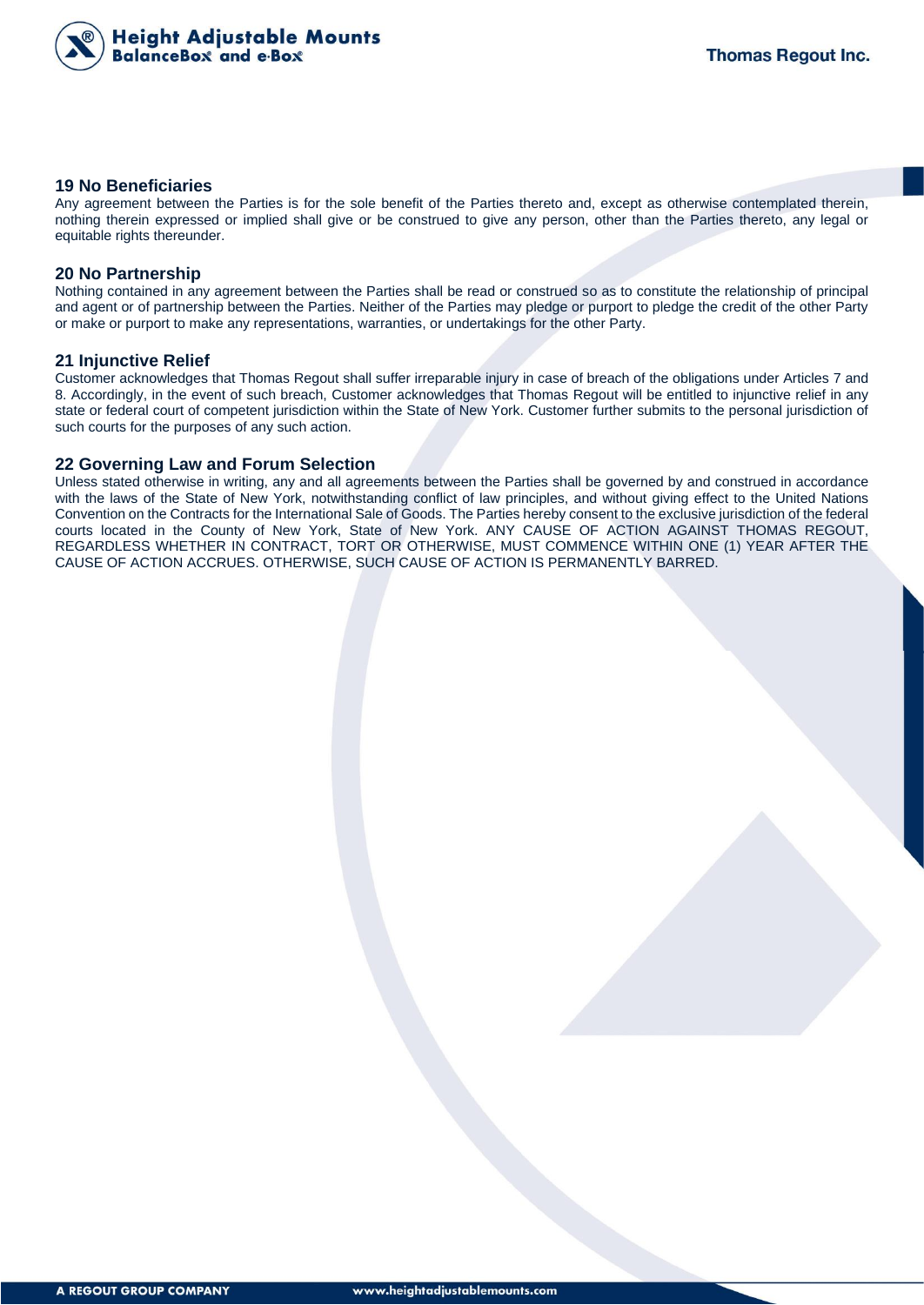## 19 No Beneficiaries

Any agreement between the Parties is for the sole benefit of the Parties thereto and, except as otherwise contemplated therein, nothing therein expressed or implied shall give or be construed to give any person, other than the Parties thereto, any legal or equitable rights thereunder.

## 20 No Partnership

Nothing contained in any agreement between the Parties shall be read or construed so as to constitute the relationship of principal and agent or of partnership between the Parties. Neither of the Parties may pledge or purport to pledge the credit of the other Party or make or purport to make any representations, warranties, or undertakings for the other Party.

## 21 Injunctive Relief

Customer acknowledges that Thomas Regout shall suffer irreparable injury in case of breach of the obligations under Articles 7 and 8. Accordingly, in the event of such breach, Customer acknowledges that Thomas Regout will be entitled to injunctive relief in any state or federal court of competent jurisdiction within the State of New York. Customer further submits to the personal jurisdiction of such courts for the purposes of any such action.

## 22 Governing Law and Forum Selection

Unless stated otherwise in writing, any and all agreements between the Parties shall be governed by and construed in accordance with the laws of the State of New York, notwithstanding conflict of law principles, and without giving effect to the United Nations Convention on the Contracts for the International Sale of Goods. The Parties hereby consent to the exclusive jurisdiction of the federal courts located in the County of New York, State of New York. ANY CAUSE OF ACTION AGAINST THOMAS REGOUT, REGARDLESS WHETHER IN CONTRACT, TORT OR OTHERWISE, MUST COMMENCE WITHIN ONE (1) YEAR AFTER THE CAUSE OF ACTION ACCRUES. OTHERWISE, SUCH CAUSE OF ACTION IS PERMANENTLY BARRED.